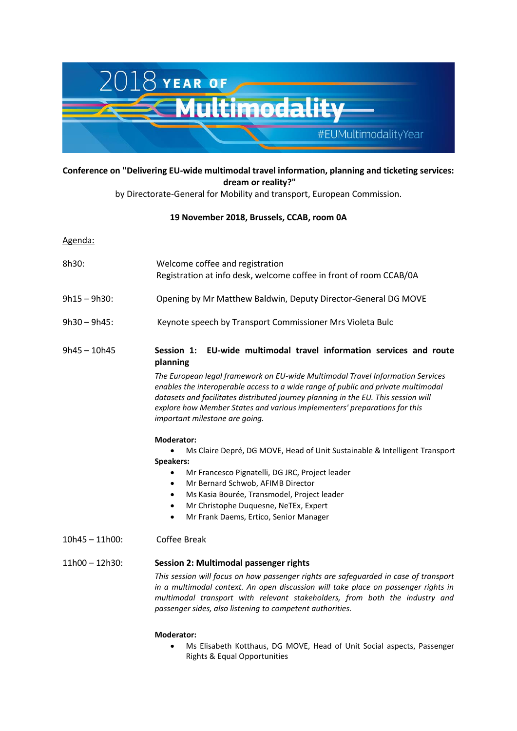2018 YEAR OF **Multimodality**

#EUMultimodalityYear

**Conference on "Delivering EU-wide multimodal travel information, planning and ticketing services: dream or reality?"**

by Directorate-General for Mobility and transport, European Commission.

**19 November 2018, Brussels, CCAB, room 0A**

Agenda:

8h30: Welcome coffee and registration
Registration at info desk, welcome coffee in front of room CCAB/0A

9h15 – 9h30: Opening by Mr Matthew Baldwin, Deputy Director-General DG MOVE

9h30 – 9h45: Keynote speech by Transport Commissioner Mrs Violeta Bulc

9h45 – 10h45 **Session 1: EU-wide multimodal travel information services and route planning**

*The European legal framework on EU-wide Multimodal Travel Information Services enables the interoperable access to a wide range of public and private multimodal datasets and facilitates distributed journey planning in the EU. This session will explore how Member States and various implementers' preparations for this important milestone are going.*

**Moderator:**

- Ms Claire Depré, DG MOVE, Head of Unit Sustainable & Intelligent Transport

**Speakers:**

- Mr Francesco Pignatelli, DG JRC, Project leader
- Mr Bernard Schwob, AFIMB Director
- Ms Kasia Bourée, Transmodel, Project leader
- Mr Christophe Duquesne, NeTEx, Expert
- Mr Frank Daems, Ertico, Senior Manager

10h45 – 11h00: Coffee Break

11h00 – 12h30: **Session 2: Multimodal passenger rights**

*This session will focus on how passenger rights are safeguarded in case of transport in a multimodal context. An open discussion will take place on passenger rights in multimodal transport with relevant stakeholders, from both the industry and passenger sides, also listening to competent authorities.*

**Moderator:**

- Ms Elisabeth Kotthaus, DG MOVE, Head of Unit Social aspects, Passenger Rights & Equal Opportunities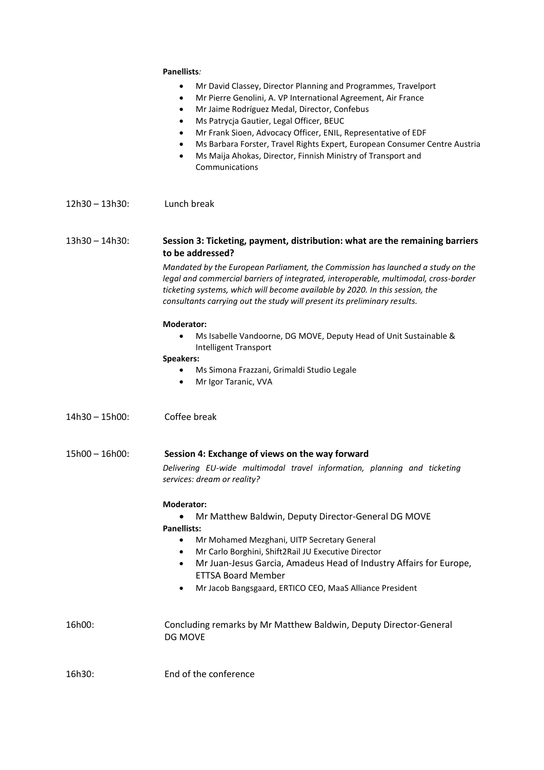**Panellists***:*

- Mr David Classey, Director Planning and Programmes, Travelport
- Mr Pierre Genolini, A. VP International Agreement, Air France
- Mr Jaime Rodríguez Medal, Director, Confebus
- Ms Patrycja Gautier, Legal Officer, BEUC
- Mr Frank Sioen, Advocacy Officer, ENIL, Representative of EDF
- Ms Barbara Forster, Travel Rights Expert, European Consumer Centre Austria
- Ms Maija Ahokas, Director, Finnish Ministry of Transport and Communications

12h30 – 13h30: Lunch break

13h30 – 14h30: **Session 3: Ticketing, payment, distribution: what are the remaining barriers to be addressed?**

*Mandated by the European Parliament, the Commission has launched a study on the legal and commercial barriers of integrated, interoperable, multimodal, cross-border ticketing systems, which will become available by 2020. In this session, the consultants carrying out the study will present its preliminary results.*

**Moderator:**

- Ms Isabelle Vandoorne, DG MOVE, Deputy Head of Unit Sustainable & Intelligent Transport

**Speakers:**

- Ms Simona Frazzani, Grimaldi Studio Legale
- Mr Igor Taranic, VVA

14h30 – 15h00: Coffee break

15h00 – 16h00: **Session 4: Exchange of views on the way forward**

*Delivering EU-wide multimodal travel information, planning and ticketing services: dream or reality?*

**Moderator:**

- Mr Matthew Baldwin, Deputy Director-General DG MOVE

**Panellists:**

- Mr Mohamed Mezghani, UITP Secretary General
- Mr Carlo Borghini, Shift2Rail JU Executive Director
- Mr Juan-Jesus Garcia, Amadeus Head of Industry Affairs for Europe, ETTSA Board Member
- Mr Jacob Bangsgaard, ERTICO CEO, MaaS Alliance President

16h00: Concluding remarks by Mr Matthew Baldwin, Deputy Director-General DG MOVE

16h30: End of the conference